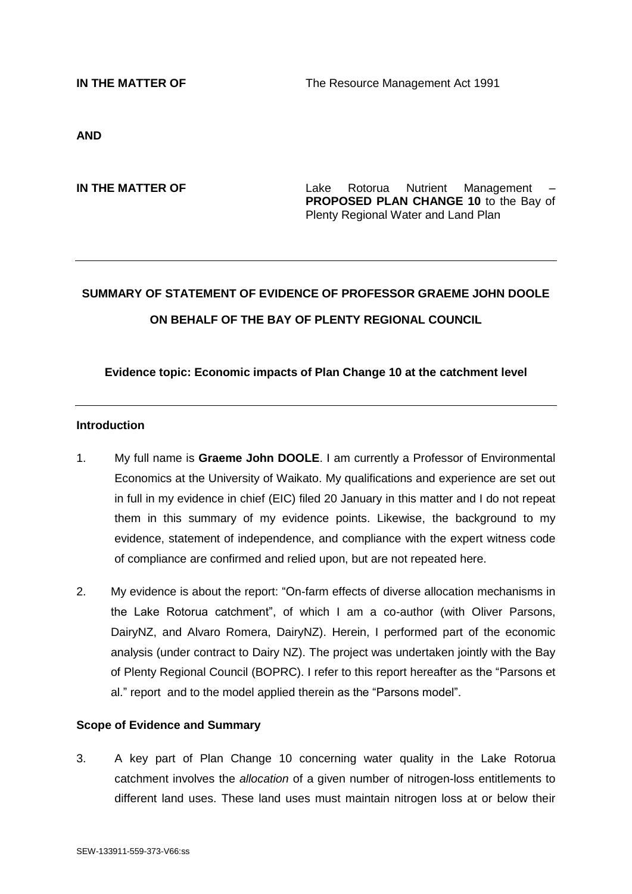**IN THE MATTER OF** The Resource Management Act 1991

**AND**

**IN THE MATTER OF** Lake Rotorua Nutrient Management – **PROPOSED PLAN CHANGE 10** to the Bay of Plenty Regional Water and Land Plan

---

**SUMMARY OF STATEMENT OF EVIDENCE OF PROFESSOR GRAEME JOHN DOOLE**

**ON BEHALF OF THE BAY OF PLENTY REGIONAL COUNCIL**

**Evidence topic: Economic impacts of Plan Change 10 at the catchment level**

---

**Introduction**

1. My full name is **Graeme John DOOLE**. I am currently a Professor of Environmental Economics at the University of Waikato. My qualifications and experience are set out in full in my evidence in chief (EIC) filed 20 January in this matter and I do not repeat them in this summary of my evidence points. Likewise, the background to my evidence, statement of independence, and compliance with the expert witness code of compliance are confirmed and relied upon, but are not repeated here.

2. My evidence is about the report: "On-farm effects of diverse allocation mechanisms in the Lake Rotorua catchment", of which I am a co-author (with Oliver Parsons, DairyNZ, and Alvaro Romera, DairyNZ). Herein, I performed part of the economic analysis (under contract to Dairy NZ). The project was undertaken jointly with the Bay of Plenty Regional Council (BOPRC). I refer to this report hereafter as the "Parsons et al." report and to the model applied therein as the "Parsons model".

**Scope of Evidence and Summary**

3. A key part of Plan Change 10 concerning water quality in the Lake Rotorua catchment involves the *allocation* of a given number of nitrogen-loss entitlements to different land uses. These land uses must maintain nitrogen loss at or below their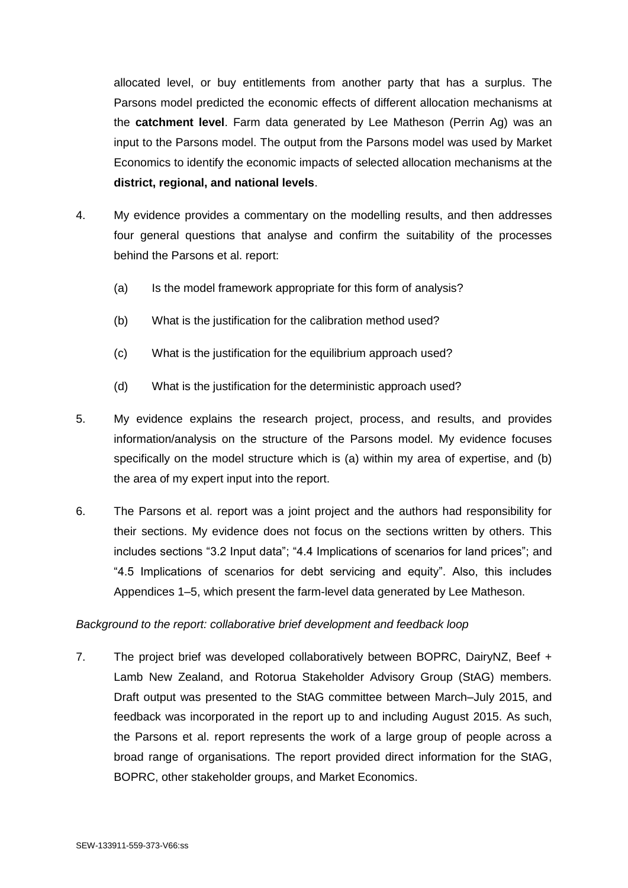allocated level, or buy entitlements from another party that has a surplus. The Parsons model predicted the economic effects of different allocation mechanisms at the **catchment level**. Farm data generated by Lee Matheson (Perrin Ag) was an input to the Parsons model. The output from the Parsons model was used by Market Economics to identify the economic impacts of selected allocation mechanisms at the **district, regional, and national levels**.

4. My evidence provides a commentary on the modelling results, and then addresses four general questions that analyse and confirm the suitability of the processes behind the Parsons et al. report:

   (a) Is the model framework appropriate for this form of analysis?

   (b) What is the justification for the calibration method used?

   (c) What is the justification for the equilibrium approach used?

   (d) What is the justification for the deterministic approach used?

5. My evidence explains the research project, process, and results, and provides information/analysis on the structure of the Parsons model. My evidence focuses specifically on the model structure which is (a) within my area of expertise, and (b) the area of my expert input into the report.

6. The Parsons et al. report was a joint project and the authors had responsibility for their sections. My evidence does not focus on the sections written by others. This includes sections "3.2 Input data"; "4.4 Implications of scenarios for land prices"; and "4.5 Implications of scenarios for debt servicing and equity". Also, this includes Appendices 1–5, which present the farm-level data generated by Lee Matheson.

*Background to the report: collaborative brief development and feedback loop*

7. The project brief was developed collaboratively between BOPRC, DairyNZ, Beef + Lamb New Zealand, and Rotorua Stakeholder Advisory Group (StAG) members. Draft output was presented to the StAG committee between March–July 2015, and feedback was incorporated in the report up to and including August 2015. As such, the Parsons et al. report represents the work of a large group of people across a broad range of organisations. The report provided direct information for the StAG, BOPRC, other stakeholder groups, and Market Economics.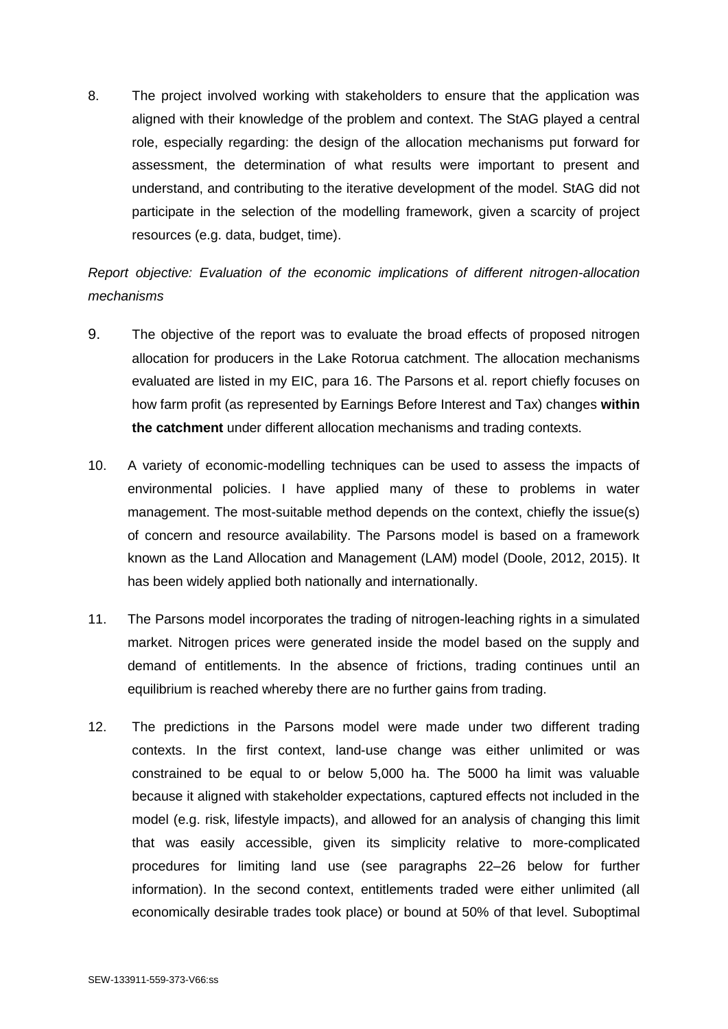8. The project involved working with stakeholders to ensure that the application was aligned with their knowledge of the problem and context. The StAG played a central role, especially regarding: the design of the allocation mechanisms put forward for assessment, the determination of what results were important to present and understand, and contributing to the iterative development of the model. StAG did not participate in the selection of the modelling framework, given a scarcity of project resources (e.g. data, budget, time).

*Report objective: Evaluation of the economic implications of different nitrogen-allocation mechanisms*

9. The objective of the report was to evaluate the broad effects of proposed nitrogen allocation for producers in the Lake Rotorua catchment. The allocation mechanisms evaluated are listed in my EIC, para 16. The Parsons et al. report chiefly focuses on how farm profit (as represented by Earnings Before Interest and Tax) changes **within the catchment** under different allocation mechanisms and trading contexts.

10. A variety of economic-modelling techniques can be used to assess the impacts of environmental policies. I have applied many of these to problems in water management. The most-suitable method depends on the context, chiefly the issue(s) of concern and resource availability. The Parsons model is based on a framework known as the Land Allocation and Management (LAM) model (Doole, 2012, 2015). It has been widely applied both nationally and internationally.

11. The Parsons model incorporates the trading of nitrogen-leaching rights in a simulated market. Nitrogen prices were generated inside the model based on the supply and demand of entitlements. In the absence of frictions, trading continues until an equilibrium is reached whereby there are no further gains from trading.

12. The predictions in the Parsons model were made under two different trading contexts. In the first context, land-use change was either unlimited or was constrained to be equal to or below 5,000 ha. The 5000 ha limit was valuable because it aligned with stakeholder expectations, captured effects not included in the model (e.g. risk, lifestyle impacts), and allowed for an analysis of changing this limit that was easily accessible, given its simplicity relative to more-complicated procedures for limiting land use (see paragraphs 22–26 below for further information). In the second context, entitlements traded were either unlimited (all economically desirable trades took place) or bound at 50% of that level. Suboptimal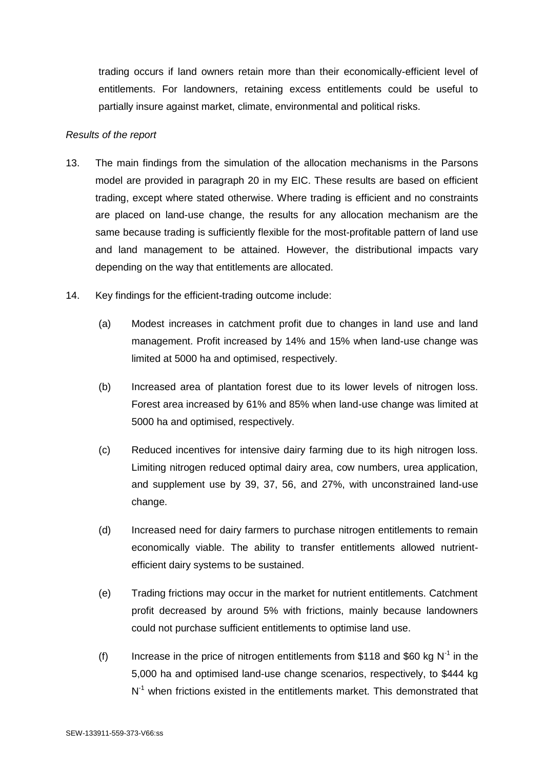trading occurs if land owners retain more than their economically-efficient level of entitlements. For landowners, retaining excess entitlements could be useful to partially insure against market, climate, environmental and political risks.

*Results of the report*

13. The main findings from the simulation of the allocation mechanisms in the Parsons model are provided in paragraph 20 in my EIC. These results are based on efficient trading, except where stated otherwise. Where trading is efficient and no constraints are placed on land-use change, the results for any allocation mechanism are the same because trading is sufficiently flexible for the most-profitable pattern of land use and land management to be attained. However, the distributional impacts vary depending on the way that entitlements are allocated.

14. Key findings for the efficient-trading outcome include:

    (a) Modest increases in catchment profit due to changes in land use and land management. Profit increased by 14% and 15% when land-use change was limited at 5000 ha and optimised, respectively.

    (b) Increased area of plantation forest due to its lower levels of nitrogen loss. Forest area increased by 61% and 85% when land-use change was limited at 5000 ha and optimised, respectively.

    (c) Reduced incentives for intensive dairy farming due to its high nitrogen loss. Limiting nitrogen reduced optimal dairy area, cow numbers, urea application, and supplement use by 39, 37, 56, and 27%, with unconstrained land-use change.

    (d) Increased need for dairy farmers to purchase nitrogen entitlements to remain economically viable. The ability to transfer entitlements allowed nutrient-efficient dairy systems to be sustained.

    (e) Trading frictions may occur in the market for nutrient entitlements. Catchment profit decreased by around 5% with frictions, mainly because landowners could not purchase sufficient entitlements to optimise land use.

    (f) Increase in the price of nitrogen entitlements from \$118 and \$60 kg $N^{-1}$ in the 5,000 ha and optimised land-use change scenarios, respectively, to \$444 kg $N^{-1}$ when frictions existed in the entitlements market. This demonstrated that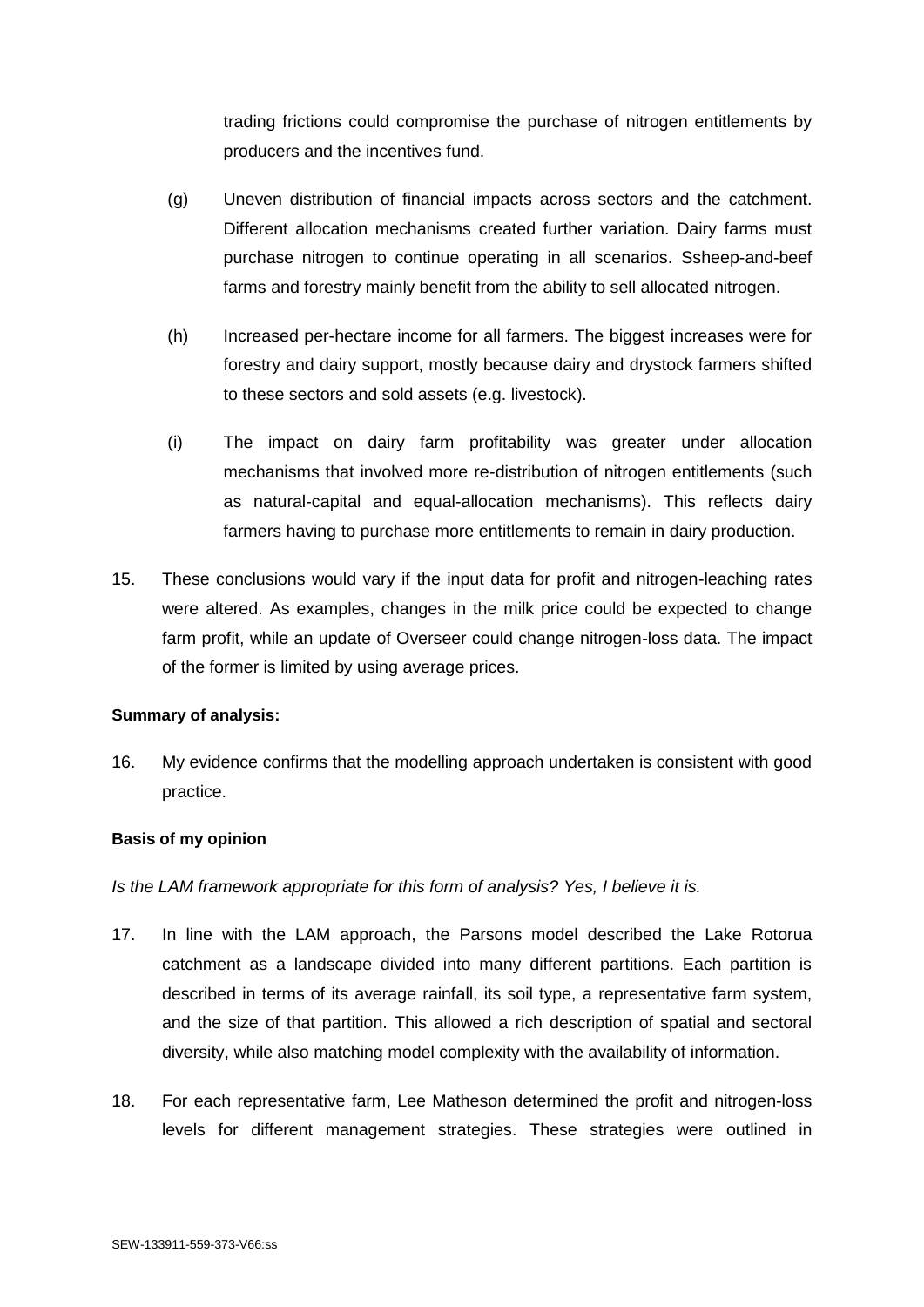trading frictions could compromise the purchase of nitrogen entitlements by producers and the incentives fund.

(g) Uneven distribution of financial impacts across sectors and the catchment. Different allocation mechanisms created further variation. Dairy farms must purchase nitrogen to continue operating in all scenarios. Ssheep-and-beef farms and forestry mainly benefit from the ability to sell allocated nitrogen.

(h) Increased per-hectare income for all farmers. The biggest increases were for forestry and dairy support, mostly because dairy and drystock farmers shifted to these sectors and sold assets (e.g. livestock).

(i) The impact on dairy farm profitability was greater under allocation mechanisms that involved more re-distribution of nitrogen entitlements (such as natural-capital and equal-allocation mechanisms). This reflects dairy farmers having to purchase more entitlements to remain in dairy production.

15. These conclusions would vary if the input data for profit and nitrogen-leaching rates were altered. As examples, changes in the milk price could be expected to change farm profit, while an update of Overseer could change nitrogen-loss data. The impact of the former is limited by using average prices.

**Summary of analysis:**

16. My evidence confirms that the modelling approach undertaken is consistent with good practice.

**Basis of my opinion**

*Is the LAM framework appropriate for this form of analysis? Yes, I believe it is.*

17. In line with the LAM approach, the Parsons model described the Lake Rotorua catchment as a landscape divided into many different partitions. Each partition is described in terms of its average rainfall, its soil type, a representative farm system, and the size of that partition. This allowed a rich description of spatial and sectoral diversity, while also matching model complexity with the availability of information.

18. For each representative farm, Lee Matheson determined the profit and nitrogen-loss levels for different management strategies. These strategies were outlined in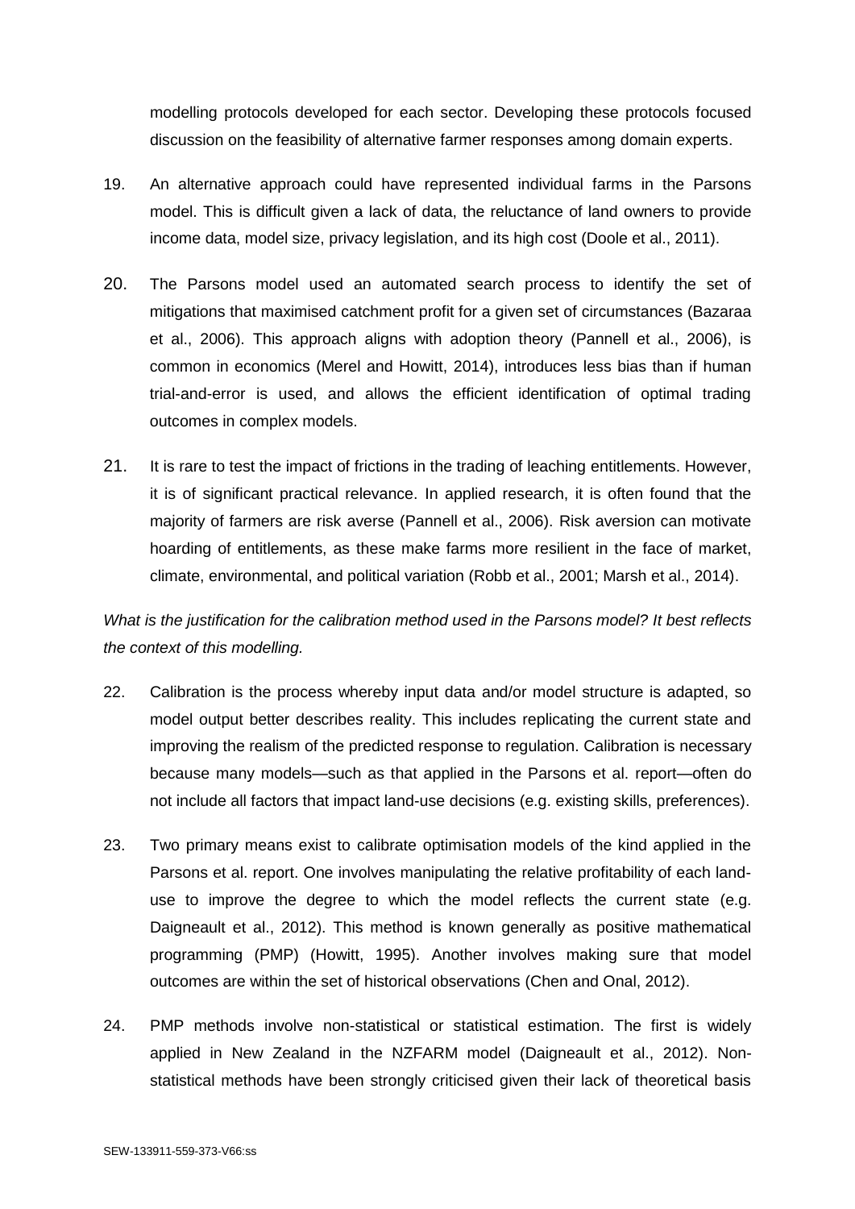modelling protocols developed for each sector. Developing these protocols focused discussion on the feasibility of alternative farmer responses among domain experts.

19. An alternative approach could have represented individual farms in the Parsons model. This is difficult given a lack of data, the reluctance of land owners to provide income data, model size, privacy legislation, and its high cost (Doole et al., 2011).

20. The Parsons model used an automated search process to identify the set of mitigations that maximised catchment profit for a given set of circumstances (Bazaraa et al., 2006). This approach aligns with adoption theory (Pannell et al., 2006), is common in economics (Merel and Howitt, 2014), introduces less bias than if human trial-and-error is used, and allows the efficient identification of optimal trading outcomes in complex models.

21. It is rare to test the impact of frictions in the trading of leaching entitlements. However, it is of significant practical relevance. In applied research, it is often found that the majority of farmers are risk averse (Pannell et al., 2006). Risk aversion can motivate hoarding of entitlements, as these make farms more resilient in the face of market, climate, environmental, and political variation (Robb et al., 2001; Marsh et al., 2014).

*What is the justification for the calibration method used in the Parsons model? It best reflects the context of this modelling.*

22. Calibration is the process whereby input data and/or model structure is adapted, so model output better describes reality. This includes replicating the current state and improving the realism of the predicted response to regulation. Calibration is necessary because many models—such as that applied in the Parsons et al. report—often do not include all factors that impact land-use decisions (e.g. existing skills, preferences).

23. Two primary means exist to calibrate optimisation models of the kind applied in the Parsons et al. report. One involves manipulating the relative profitability of each land-use to improve the degree to which the model reflects the current state (e.g. Daigneault et al., 2012). This method is known generally as positive mathematical programming (PMP) (Howitt, 1995). Another involves making sure that model outcomes are within the set of historical observations (Chen and Onal, 2012).

24. PMP methods involve non-statistical or statistical estimation. The first is widely applied in New Zealand in the NZFARM model (Daigneault et al., 2012). Non-statistical methods have been strongly criticised given their lack of theoretical basis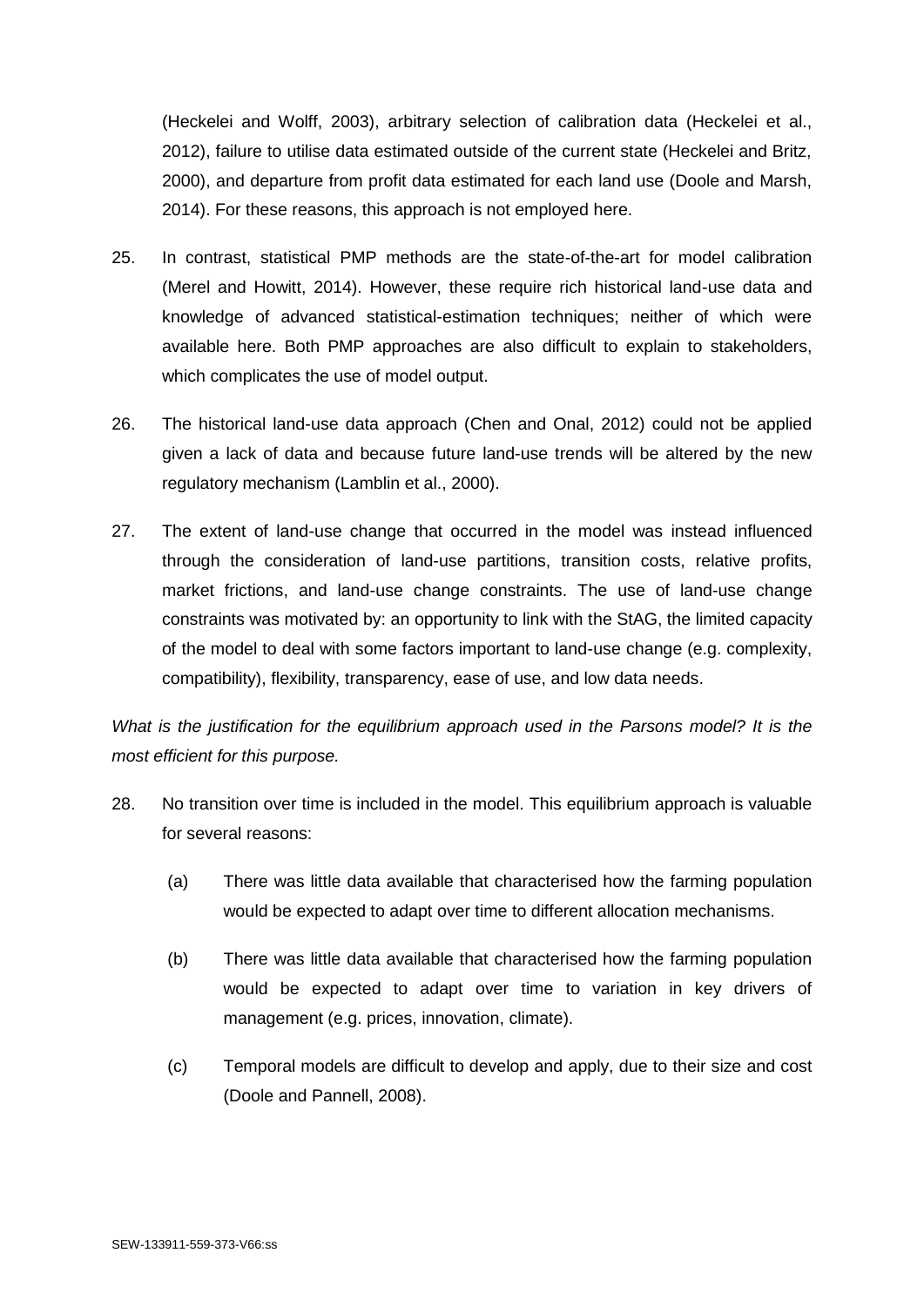(Heckelei and Wolff, 2003), arbitrary selection of calibration data (Heckelei et al., 2012), failure to utilise data estimated outside of the current state (Heckelei and Britz, 2000), and departure from profit data estimated for each land use (Doole and Marsh, 2014). For these reasons, this approach is not employed here.

25. In contrast, statistical PMP methods are the state-of-the-art for model calibration (Merel and Howitt, 2014). However, these require rich historical land-use data and knowledge of advanced statistical-estimation techniques; neither of which were available here. Both PMP approaches are also difficult to explain to stakeholders, which complicates the use of model output.

26. The historical land-use data approach (Chen and Onal, 2012) could not be applied given a lack of data and because future land-use trends will be altered by the new regulatory mechanism (Lamblin et al., 2000).

27. The extent of land-use change that occurred in the model was instead influenced through the consideration of land-use partitions, transition costs, relative profits, market frictions, and land-use change constraints. The use of land-use change constraints was motivated by: an opportunity to link with the StAG, the limited capacity of the model to deal with some factors important to land-use change (e.g. complexity, compatibility), flexibility, transparency, ease of use, and low data needs.

*What is the justification for the equilibrium approach used in the Parsons model? It is the most efficient for this purpose.*

28. No transition over time is included in the model. This equilibrium approach is valuable for several reasons:

    (a) There was little data available that characterised how the farming population would be expected to adapt over time to different allocation mechanisms.

    (b) There was little data available that characterised how the farming population would be expected to adapt over time to variation in key drivers of management (e.g. prices, innovation, climate).

    (c) Temporal models are difficult to develop and apply, due to their size and cost (Doole and Pannell, 2008).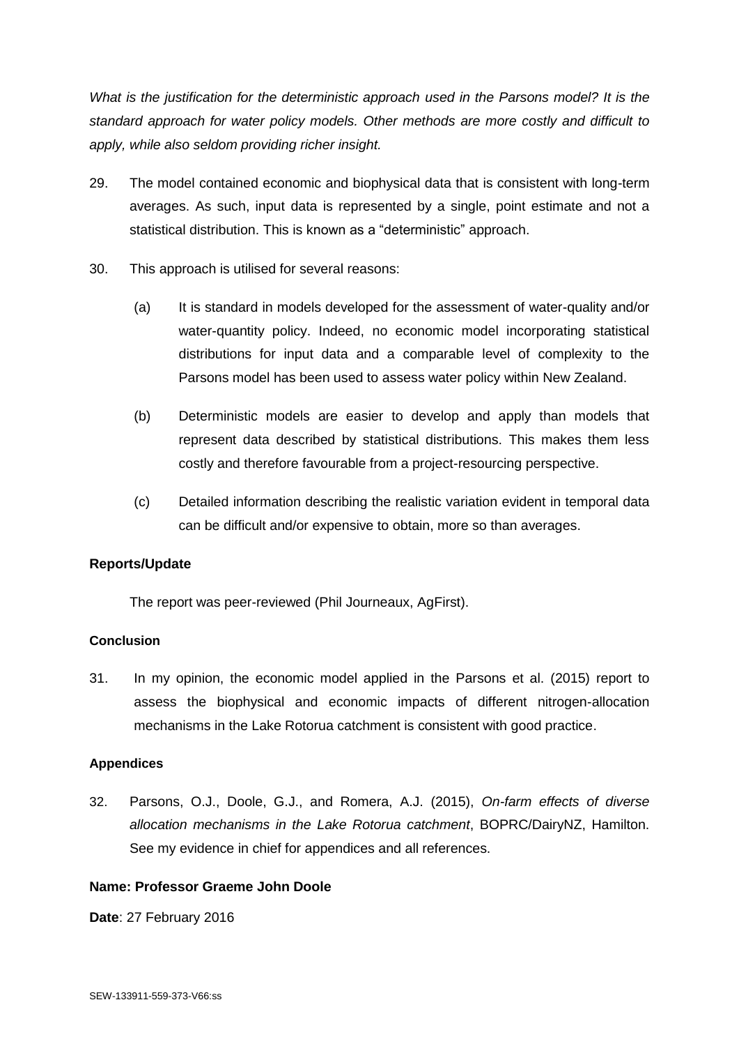*What is the justification for the deterministic approach used in the Parsons model? It is the standard approach for water policy models. Other methods are more costly and difficult to apply, while also seldom providing richer insight.*

29. The model contained economic and biophysical data that is consistent with long-term averages. As such, input data is represented by a single, point estimate and not a statistical distribution. This is known as a "deterministic" approach.

30. This approach is utilised for several reasons:

    (a) It is standard in models developed for the assessment of water-quality and/or water-quantity policy. Indeed, no economic model incorporating statistical distributions for input data and a comparable level of complexity to the Parsons model has been used to assess water policy within New Zealand.

    (b) Deterministic models are easier to develop and apply than models that represent data described by statistical distributions. This makes them less costly and therefore favourable from a project-resourcing perspective.

    (c) Detailed information describing the realistic variation evident in temporal data can be difficult and/or expensive to obtain, more so than averages.

**Reports/Update**

The report was peer-reviewed (Phil Journeaux, AgFirst).

**Conclusion**

31. In my opinion, the economic model applied in the Parsons et al. (2015) report to assess the biophysical and economic impacts of different nitrogen-allocation mechanisms in the Lake Rotorua catchment is consistent with good practice.

**Appendices**

32. Parsons, O.J., Doole, G.J., and Romera, A.J. (2015), *On-farm effects of diverse allocation mechanisms in the Lake Rotorua catchment*, BOPRC/DairyNZ, Hamilton. See my evidence in chief for appendices and all references.

**Name: Professor Graeme John Doole**

**Date**: 27 February 2016

SEW-133911-559-373-V66:ss